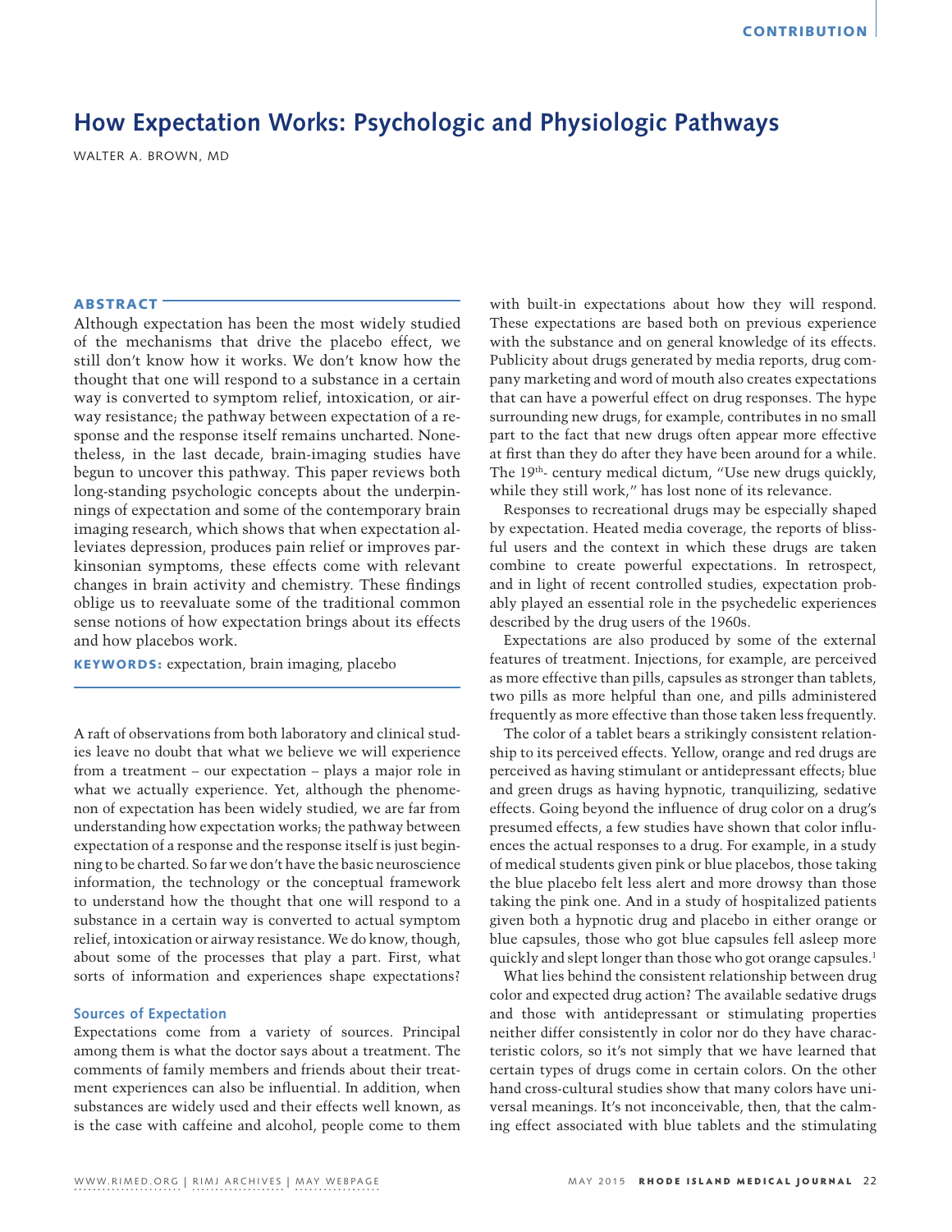# How Expectation Works: Psychologic and Physiologic Pathways

WALTER A. BROWN, MD

## ABSTRACT

Although expectation has been the most widely studied of the mechanisms that drive the placebo effect, we still don't know how it works. We don't know how the thought that one will respond to a substance in a certain way is converted to symptom relief, intoxication, or airway resistance; the pathway between expectation of a response and the response itself remains uncharted. Nonetheless, in the last decade, brain-imaging studies have begun to uncover this pathway. This paper reviews both long-standing psychologic concepts about the underpinnings of expectation and some of the contemporary brain imaging research, which shows that when expectation alleviates depression, produces pain relief or improves parkinsonian symptoms, these effects come with relevant changes in brain activity and chemistry. These findings oblige us to reevaluate some of the traditional common sense notions of how expectation brings about its effects and how placebos work.

**KEYWORDS:** expectation, brain imaging, placebo

A raft of observations from both laboratory and clinical studies leave no doubt that what we believe we will experience from a treatment – our expectation – plays a major role in what we actually experience. Yet, although the phenomenon of expectation has been widely studied, we are far from understanding how expectation works; the pathway between expectation of a response and the response itself is just beginning to be charted. So far we don't have the basic neuroscience information, the technology or the conceptual framework to understand how the thought that one will respond to a substance in a certain way is converted to actual symptom relief, intoxication or airway resistance. We do know, though, about some of the processes that play a part. First, what sorts of information and experiences shape expectations?

### Sources of Expectation

Expectations come from a variety of sources. Principal among them is what the doctor says about a treatment. The comments of family members and friends about their treatment experiences can also be influential. In addition, when substances are widely used and their effects well known, as is the case with caffeine and alcohol, people come to them with built-in expectations about how they will respond. These expectations are based both on previous experience with the substance and on general knowledge of its effects. Publicity about drugs generated by media reports, drug company marketing and word of mouth also creates expectations that can have a powerful effect on drug responses. The hype surrounding new drugs, for example, contributes in no small part to the fact that new drugs often appear more effective at first than they do after they have been around for a while. The 19th- century medical dictum, "Use new drugs quickly, while they still work," has lost none of its relevance.

Responses to recreational drugs may be especially shaped by expectation. Heated media coverage, the reports of blissful users and the context in which these drugs are taken combine to create powerful expectations. In retrospect, and in light of recent controlled studies, expectation probably played an essential role in the psychedelic experiences described by the drug users of the 1960s.

Expectations are also produced by some of the external features of treatment. Injections, for example, are perceived as more effective than pills, capsules as stronger than tablets, two pills as more helpful than one, and pills administered frequently as more effective than those taken less frequently.

The color of a tablet bears a strikingly consistent relationship to its perceived effects. Yellow, orange and red drugs are perceived as having stimulant or antidepressant effects; blue and green drugs as having hypnotic, tranquilizing, sedative effects. Going beyond the influence of drug color on a drug's presumed effects, a few studies have shown that color influences the actual responses to a drug. For example, in a study of medical students given pink or blue placebos, those taking the blue placebo felt less alert and more drowsy than those taking the pink one. And in a study of hospitalized patients given both a hypnotic drug and placebo in either orange or blue capsules, those who got blue capsules fell asleep more quickly and slept longer than those who got orange capsules.[1]

What lies behind the consistent relationship between drug color and expected drug action? The available sedative drugs and those with antidepressant or stimulating properties neither differ consistently in color nor do they have characteristic colors, so it's not simply that we have learned that certain types of drugs come in certain colors. On the other hand cross-cultural studies show that many colors have universal meanings. It's not inconceivable, then, that the calming effect associated with blue tablets and the stimulating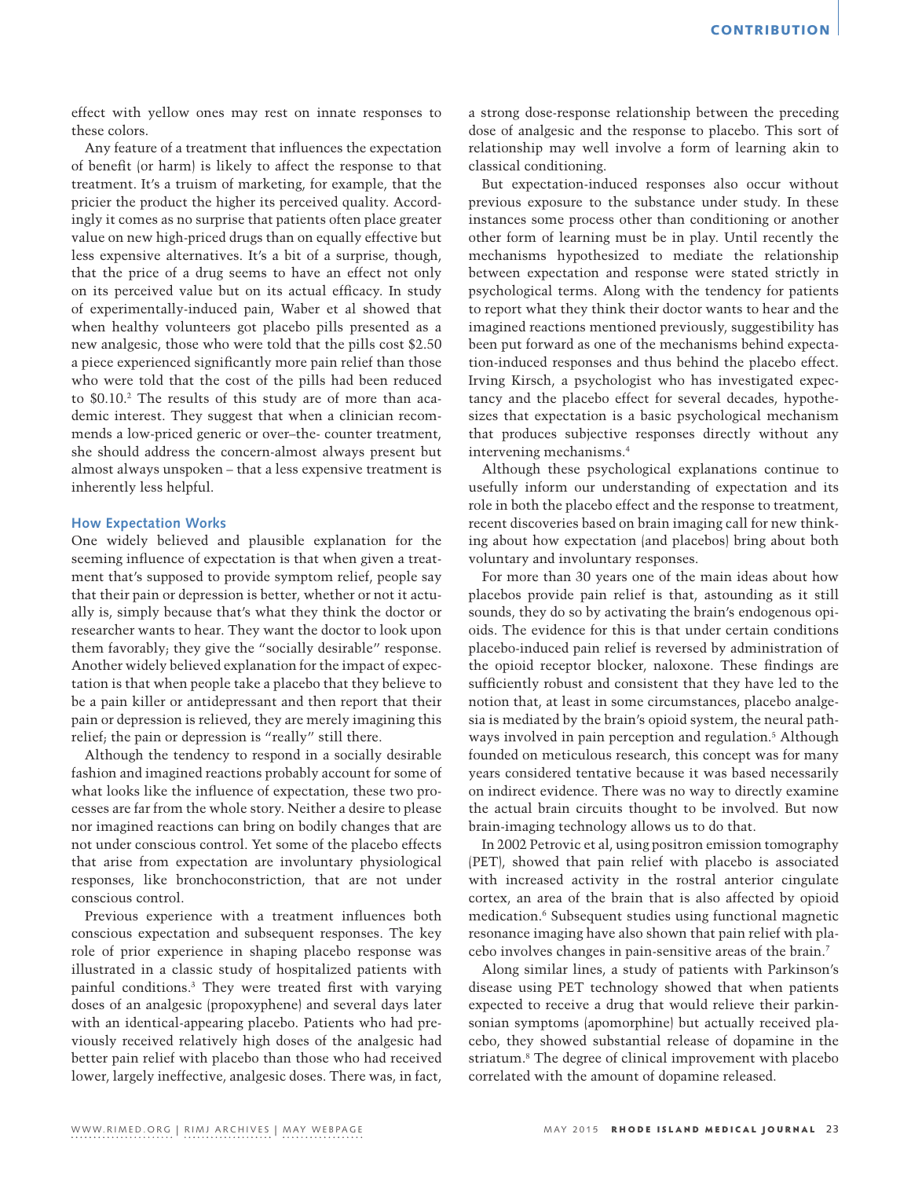effect with yellow ones may rest on innate responses to these colors.

Any feature of a treatment that influences the expectation of benefit (or harm) is likely to affect the response to that treatment. It's a truism of marketing, for example, that the pricier the product the higher its perceived quality. Accordingly it comes as no surprise that patients often place greater value on new high-priced drugs than on equally effective but less expensive alternatives. It's a bit of a surprise, though, that the price of a drug seems to have an effect not only on its perceived value but on its actual efficacy. In study of experimentally-induced pain, Waber et al showed that when healthy volunteers got placebo pills presented as a new analgesic, those who were told that the pills cost $2.50 a piece experienced significantly more pain relief than those who were told that the cost of the pills had been reduced to $0.10.[2] The results of this study are of more than academic interest. They suggest that when a clinician recommends a low-priced generic or over–the- counter treatment, she should address the concern-almost always present but almost always unspoken – that a less expensive treatment is inherently less helpful.

### How Expectation Works

One widely believed and plausible explanation for the seeming influence of expectation is that when given a treatment that's supposed to provide symptom relief, people say that their pain or depression is better, whether or not it actually is, simply because that's what they think the doctor or researcher wants to hear. They want the doctor to look upon them favorably; they give the "socially desirable" response. Another widely believed explanation for the impact of expectation is that when people take a placebo that they believe to be a pain killer or antidepressant and then report that their pain or depression is relieved, they are merely imagining this relief; the pain or depression is "really" still there.

Although the tendency to respond in a socially desirable fashion and imagined reactions probably account for some of what looks like the influence of expectation, these two processes are far from the whole story. Neither a desire to please nor imagined reactions can bring on bodily changes that are not under conscious control. Yet some of the placebo effects that arise from expectation are involuntary physiological responses, like bronchoconstriction, that are not under conscious control.

Previous experience with a treatment influences both conscious expectation and subsequent responses. The key role of prior experience in shaping placebo response was illustrated in a classic study of hospitalized patients with painful conditions.[3] They were treated first with varying doses of an analgesic (propoxyphene) and several days later with an identical-appearing placebo. Patients who had previously received relatively high doses of the analgesic had better pain relief with placebo than those who had received lower, largely ineffective, analgesic doses. There was, in fact, a strong dose-response relationship between the preceding dose of analgesic and the response to placebo. This sort of relationship may well involve a form of learning akin to classical conditioning.

But expectation-induced responses also occur without previous exposure to the substance under study. In these instances some process other than conditioning or another other form of learning must be in play. Until recently the mechanisms hypothesized to mediate the relationship between expectation and response were stated strictly in psychological terms. Along with the tendency for patients to report what they think their doctor wants to hear and the imagined reactions mentioned previously, suggestibility has been put forward as one of the mechanisms behind expectation-induced responses and thus behind the placebo effect. Irving Kirsch, a psychologist who has investigated expectancy and the placebo effect for several decades, hypothesizes that expectation is a basic psychological mechanism that produces subjective responses directly without any intervening mechanisms.[4]

Although these psychological explanations continue to usefully inform our understanding of expectation and its role in both the placebo effect and the response to treatment, recent discoveries based on brain imaging call for new thinking about how expectation (and placebos) bring about both voluntary and involuntary responses.

For more than 30 years one of the main ideas about how placebos provide pain relief is that, astounding as it still sounds, they do so by activating the brain's endogenous opioids. The evidence for this is that under certain conditions placebo-induced pain relief is reversed by administration of the opioid receptor blocker, naloxone. These findings are sufficiently robust and consistent that they have led to the notion that, at least in some circumstances, placebo analgesia is mediated by the brain's opioid system, the neural pathways involved in pain perception and regulation.[5] Although founded on meticulous research, this concept was for many years considered tentative because it was based necessarily on indirect evidence. There was no way to directly examine the actual brain circuits thought to be involved. But now brain-imaging technology allows us to do that.

In 2002 Petrovic et al, using positron emission tomography (PET), showed that pain relief with placebo is associated with increased activity in the rostral anterior cingulate cortex, an area of the brain that is also affected by opioid medication.[6] Subsequent studies using functional magnetic resonance imaging have also shown that pain relief with placebo involves changes in pain-sensitive areas of the brain.[7]

Along similar lines, a study of patients with Parkinson's disease using PET technology showed that when patients expected to receive a drug that would relieve their parkinsonian symptoms (apomorphine) but actually received placebo, they showed substantial release of dopamine in the striatum.[8] The degree of clinical improvement with placebo correlated with the amount of dopamine released.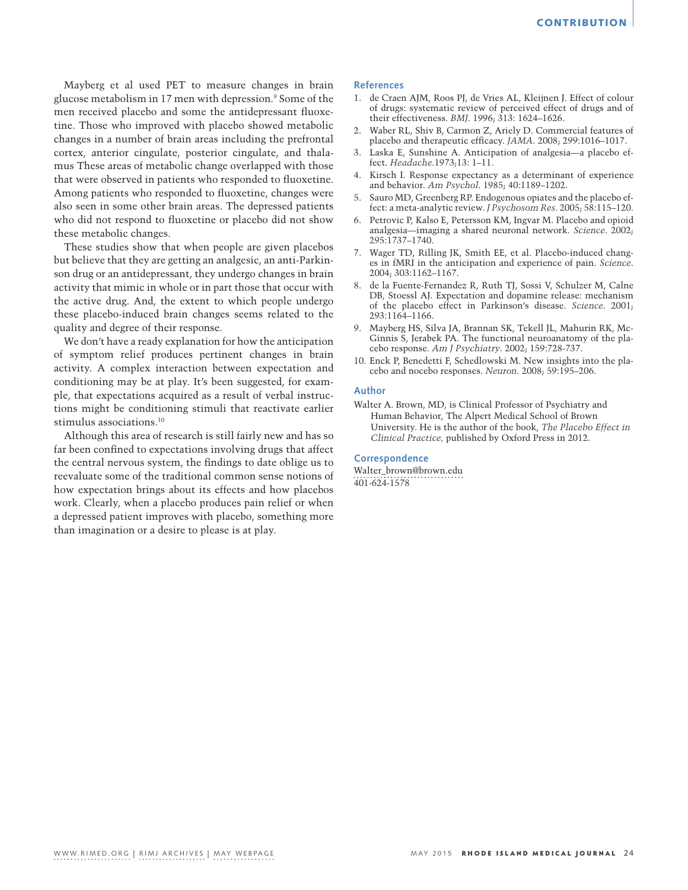Mayberg et al used PET to measure changes in brain glucose metabolism in 17 men with depression.[9] Some of the men received placebo and some the antidepressant fluoxetine. Those who improved with placebo showed metabolic changes in a number of brain areas including the prefrontal cortex, anterior cingulate, posterior cingulate, and thalamus These areas of metabolic change overlapped with those that were observed in patients who responded to fluoxetine. Among patients who responded to fluoxetine, changes were also seen in some other brain areas. The depressed patients who did not respond to fluoxetine or placebo did not show these metabolic changes.

These studies show that when people are given placebos but believe that they are getting an analgesic, an anti-Parkinson drug or an antidepressant, they undergo changes in brain activity that mimic in whole or in part those that occur with the active drug. And, the extent to which people undergo these placebo-induced brain changes seems related to the quality and degree of their response.

We don't have a ready explanation for how the anticipation of symptom relief produces pertinent changes in brain activity. A complex interaction between expectation and conditioning may be at play. It's been suggested, for example, that expectations acquired as a result of verbal instructions might be conditioning stimuli that reactivate earlier stimulus associations.[10]

Although this area of research is still fairly new and has so far been confined to expectations involving drugs that affect the central nervous system, the findings to date oblige us to reevaluate some of the traditional common sense notions of how expectation brings about its effects and how placebos work. Clearly, when a placebo produces pain relief or when a depressed patient improves with placebo, something more than imagination or a desire to please is at play.

### References

1. de Craen AJM, Roos PJ, de Vries AL, Kleijnen J. Effect of colour of drugs: systematic review of perceived effect of drugs and of their effectiveness. *BMJ*. 1996; 313: 1624–1626.
2. Waber RL, Shiv B, Carmon Z, Ariely D. Commercial features of placebo and therapeutic efficacy. *JAMA*. 2008; 299:1016–1017.
3. Laska E, Sunshine A. Anticipation of analgesia—a placebo effect. *Headache*.1973;13: 1–11.
4. Kirsch I. Response expectancy as a determinant of experience and behavior. *Am Psychol*. 1985; 40:1189–1202.
5. Sauro MD, Greenberg RP. Endogenous opiates and the placebo effect: a meta-analytic review. *J Psychosom Res*. 2005; 58:115–120.
6. Petrovic P, Kalso E, Petersson KM, Ingvar M. Placebo and opioid analgesia—imaging a shared neuronal network. *Science*. 2002; 295:1737–1740.
7. Wager TD, Rilling JK, Smith EE, et al. Placebo-induced changes in fMRI in the anticipation and experience of pain. *Science*. 2004; 303:1162–1167.
8. de la Fuente-Fernandez R, Ruth TJ, Sossi V, Schulzer M, Calne DB, Stoessl AJ. Expectation and dopamine release: mechanism of the placebo effect in Parkinson's disease. *Science*. 2001; 293:1164–1166.
9. Mayberg HS, Silva JA, Brannan SK, Tekell JL, Mahurin RK, McGinnis S, Jerabek PA. The functional neuroanatomy of the placebo response. *Am J Psychiatry*. 2002; 159:728-737.
10. Enck P, Benedetti F, Schedlowski M. New insights into the placebo and nocebo responses. *Neuron*. 2008; 59:195–206.

### Author

Walter A. Brown, MD, is Clinical Professor of Psychiatry and Human Behavior, The Alpert Medical School of Brown University. He is the author of the book, *The Placebo Effect in Clinical Practice,* published by Oxford Press in 2012.

### Correspondence

Walter_brown@brown.edu
401-624-1578